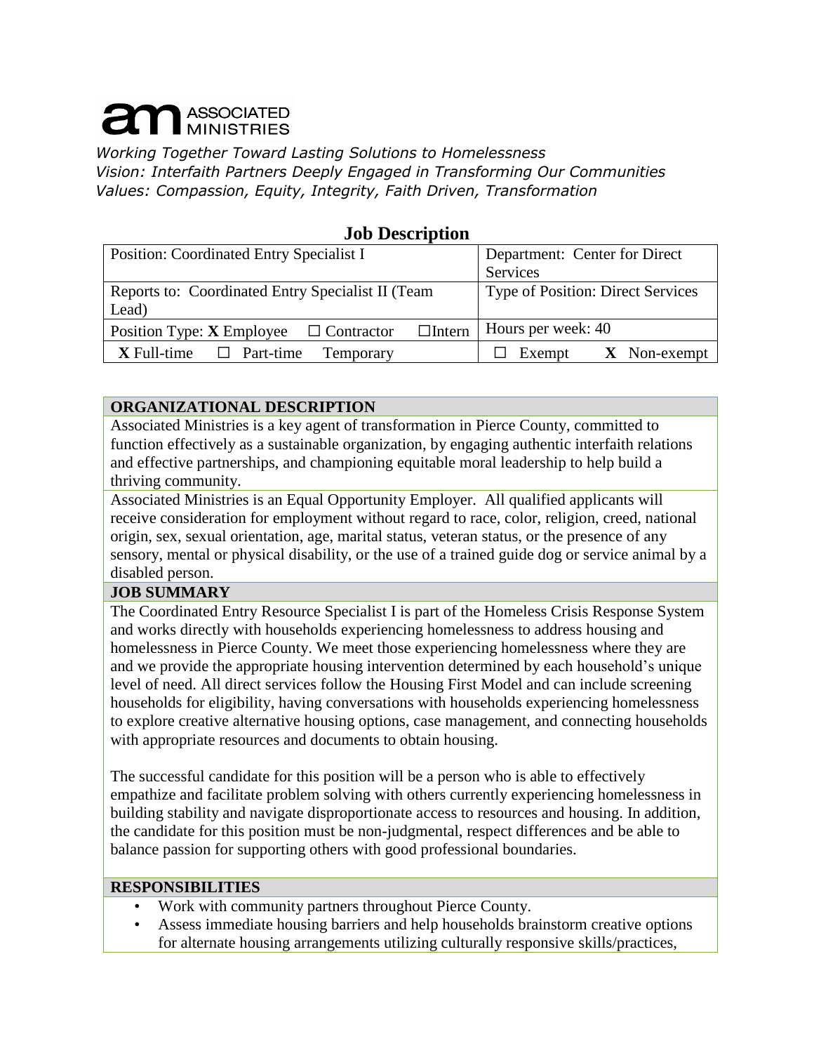**ASSOCIATED MINISTRIES**

*Working Together Toward Lasting Solutions to Homelessness*
*Vision: Interfaith Partners Deeply Engaged in Transforming Our Communities*
*Values: Compassion, Equity, Integrity, Faith Driven, Transformation*

## Job Description

| Position: Coordinated Entry Specialist I | Department: Center for Direct Services |
|---|---|
| Reports to: Coordinated Entry Specialist II (Team Lead) | Type of Position: Direct Services |
| Position Type: **X** Employee ☐ Contractor ☐Intern | Hours per week: 40 |
| **X** Full-time ☐ Part-time Temporary | ☐ Exempt **X** Non-exempt |

### ORGANIZATIONAL DESCRIPTION

Associated Ministries is a key agent of transformation in Pierce County, committed to function effectively as a sustainable organization, by engaging authentic interfaith relations and effective partnerships, and championing equitable moral leadership to help build a thriving community.

Associated Ministries is an Equal Opportunity Employer. All qualified applicants will receive consideration for employment without regard to race, color, religion, creed, national origin, sex, sexual orientation, age, marital status, veteran status, or the presence of any sensory, mental or physical disability, or the use of a trained guide dog or service animal by a disabled person.

### JOB SUMMARY

The Coordinated Entry Resource Specialist I is part of the Homeless Crisis Response System and works directly with households experiencing homelessness to address housing and homelessness in Pierce County. We meet those experiencing homelessness where they are and we provide the appropriate housing intervention determined by each household's unique level of need. All direct services follow the Housing First Model and can include screening households for eligibility, having conversations with households experiencing homelessness to explore creative alternative housing options, case management, and connecting households with appropriate resources and documents to obtain housing.

The successful candidate for this position will be a person who is able to effectively empathize and facilitate problem solving with others currently experiencing homelessness in building stability and navigate disproportionate access to resources and housing. In addition, the candidate for this position must be non-judgmental, respect differences and be able to balance passion for supporting others with good professional boundaries.

### RESPONSIBILITIES

- Work with community partners throughout Pierce County.
- Assess immediate housing barriers and help households brainstorm creative options for alternate housing arrangements utilizing culturally responsive skills/practices,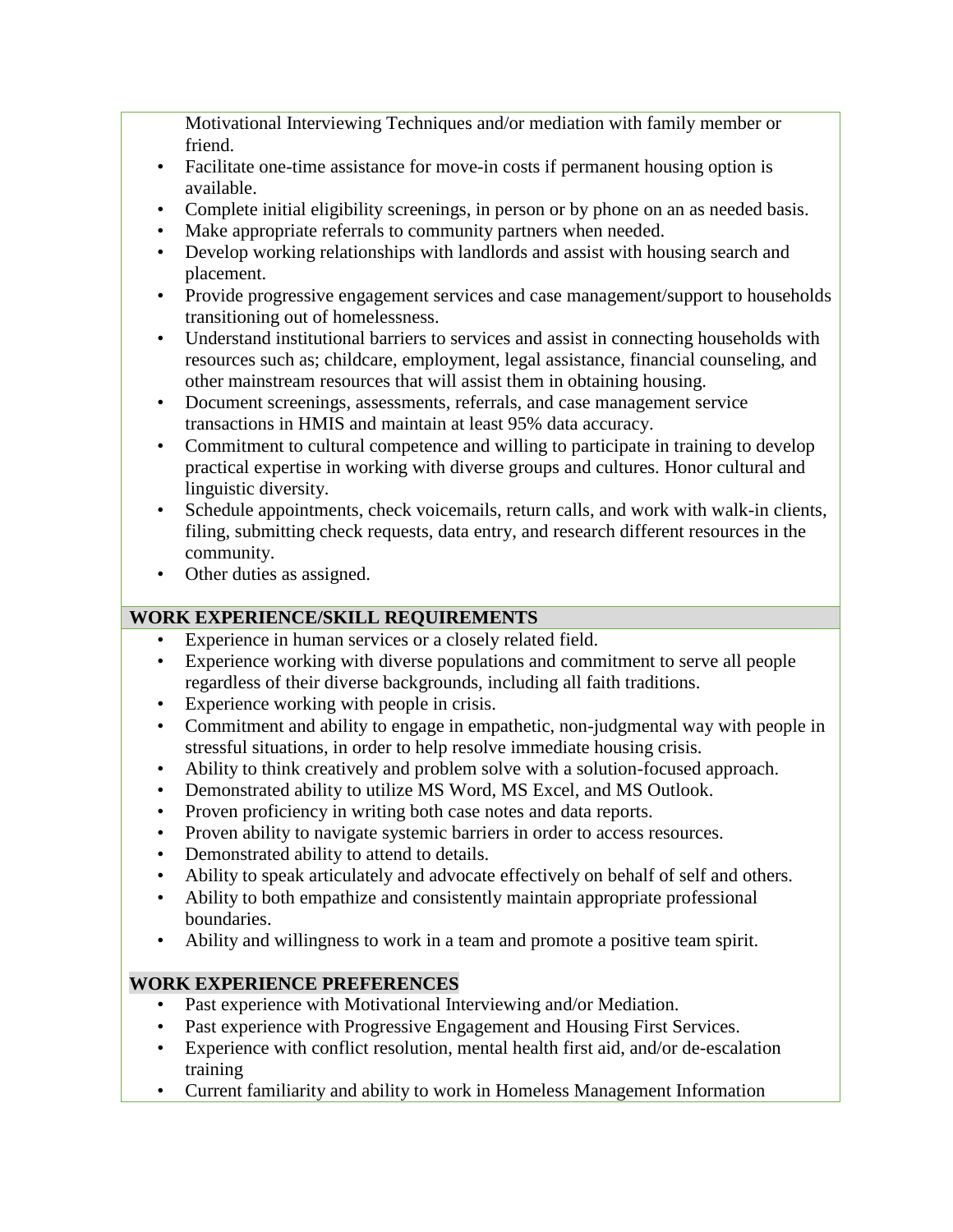Motivational Interviewing Techniques and/or mediation with family member or friend.

- Facilitate one-time assistance for move-in costs if permanent housing option is available.
- Complete initial eligibility screenings, in person or by phone on an as needed basis.
- Make appropriate referrals to community partners when needed.
- Develop working relationships with landlords and assist with housing search and placement.
- Provide progressive engagement services and case management/support to households transitioning out of homelessness.
- Understand institutional barriers to services and assist in connecting households with resources such as; childcare, employment, legal assistance, financial counseling, and other mainstream resources that will assist them in obtaining housing.
- Document screenings, assessments, referrals, and case management service transactions in HMIS and maintain at least 95% data accuracy.
- Commitment to cultural competence and willing to participate in training to develop practical expertise in working with diverse groups and cultures. Honor cultural and linguistic diversity.
- Schedule appointments, check voicemails, return calls, and work with walk-in clients, filing, submitting check requests, data entry, and research different resources in the community.
- Other duties as assigned.

## WORK EXPERIENCE/SKILL REQUIREMENTS

- Experience in human services or a closely related field.
- Experience working with diverse populations and commitment to serve all people regardless of their diverse backgrounds, including all faith traditions.
- Experience working with people in crisis.
- Commitment and ability to engage in empathetic, non-judgmental way with people in stressful situations, in order to help resolve immediate housing crisis.
- Ability to think creatively and problem solve with a solution-focused approach.
- Demonstrated ability to utilize MS Word, MS Excel, and MS Outlook.
- Proven proficiency in writing both case notes and data reports.
- Proven ability to navigate systemic barriers in order to access resources.
- Demonstrated ability to attend to details.
- Ability to speak articulately and advocate effectively on behalf of self and others.
- Ability to both empathize and consistently maintain appropriate professional boundaries.
- Ability and willingness to work in a team and promote a positive team spirit.

## WORK EXPERIENCE PREFERENCES

- Past experience with Motivational Interviewing and/or Mediation.
- Past experience with Progressive Engagement and Housing First Services.
- Experience with conflict resolution, mental health first aid, and/or de-escalation training
- Current familiarity and ability to work in Homeless Management Information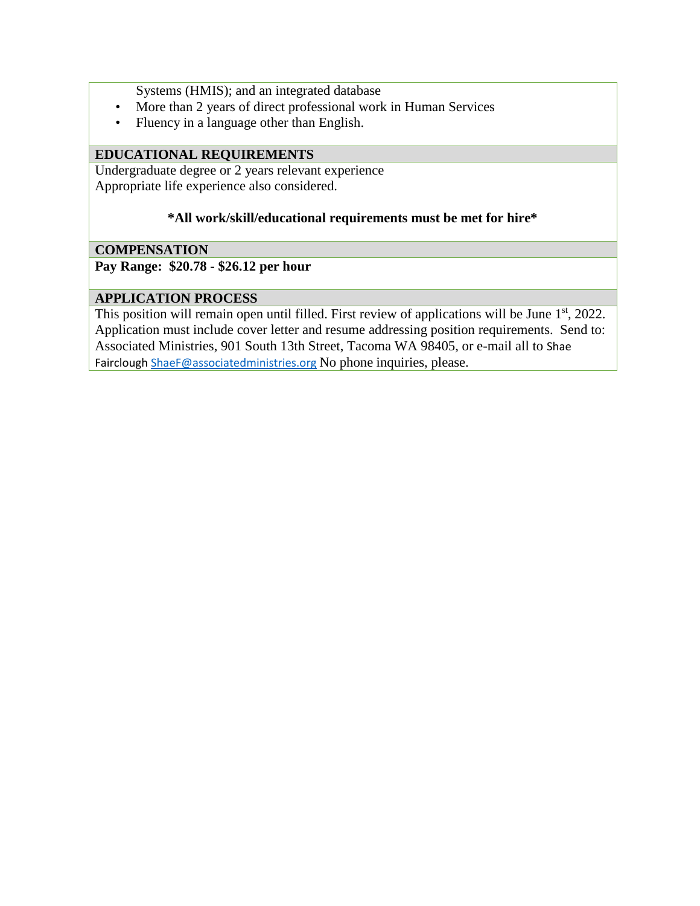Systems (HMIS); and an integrated database
- More than 2 years of direct professional work in Human Services
- Fluency in a language other than English.

## EDUCATIONAL REQUIREMENTS

Undergraduate degree or 2 years relevant experience
Appropriate life experience also considered.

**\*All work/skill/educational requirements must be met for hire\***

## COMPENSATION

**Pay Range: $20.78 - $26.12 per hour**

## APPLICATION PROCESS

This position will remain open until filled. First review of applications will be June 1st, 2022. Application must include cover letter and resume addressing position requirements. Send to: Associated Ministries, 901 South 13th Street, Tacoma WA 98405, or e-mail all to Shae Fairclough ShaeF@associatedministries.org No phone inquiries, please.